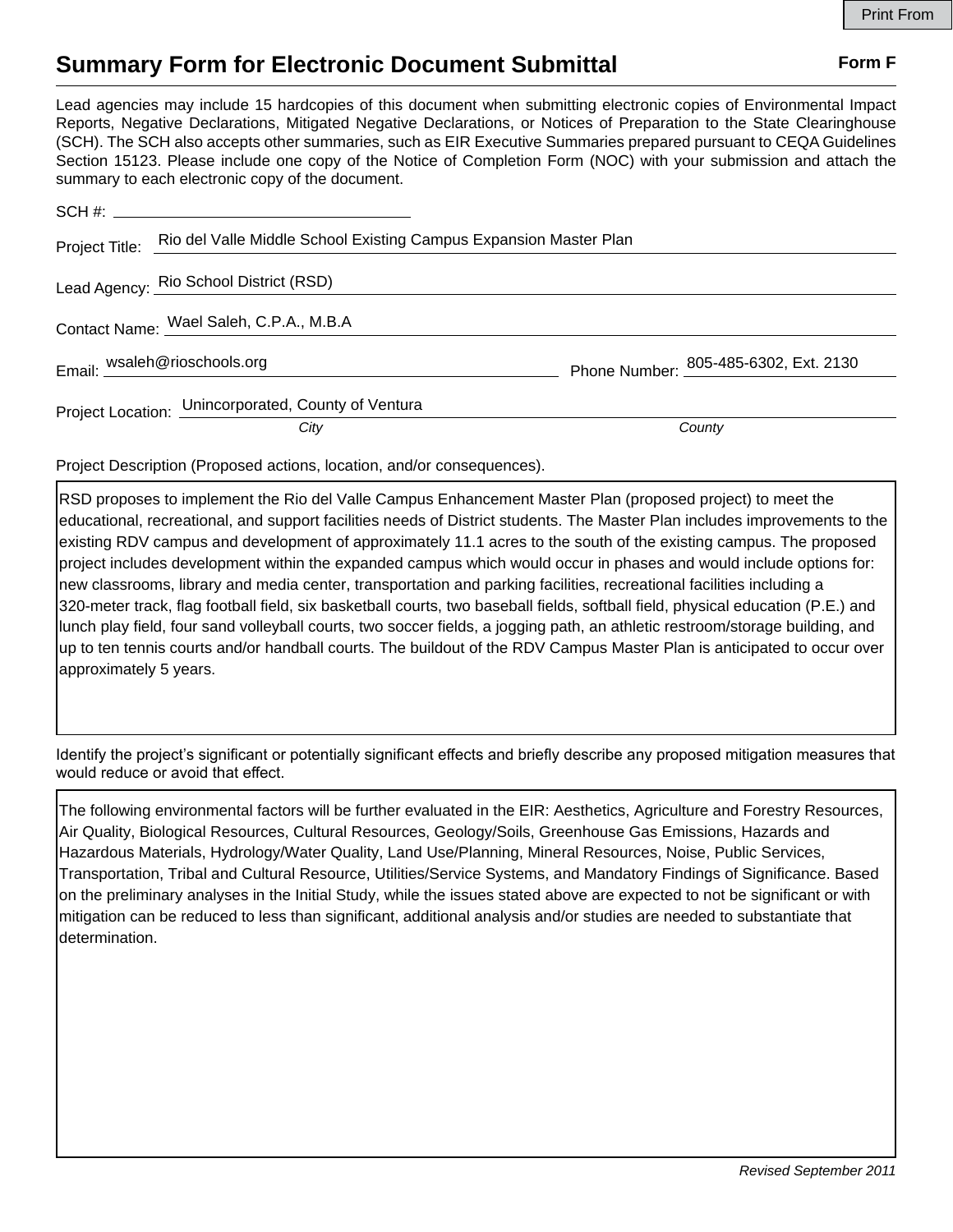# Summary Form for Electronic Document Submittal

**Form F**

Lead agencies may include 15 hardcopies of this document when submitting electronic copies of Environmental Impact Reports, Negative Declarations, Mitigated Negative Declarations, or Notices of Preparation to the State Clearinghouse (SCH). The SCH also accepts other summaries, such as EIR Executive Summaries prepared pursuant to CEQA Guidelines Section 15123. Please include one copy of the Notice of Completion Form (NOC) with your submission and attach the summary to each electronic copy of the document.

SCH #: ______________________

Project Title: Rio del Valle Middle School Existing Campus Expansion Master Plan

Lead Agency: Rio School District (RSD)

Contact Name: Wael Saleh, C.P.A., M.B.A

Email: wsaleh@rioschools.org

Phone Number: 805-485-6302, Ext. 2130

Project Location: Unincorporated, County of Ventura

*City* *County*

Project Description (Proposed actions, location, and/or consequences).

RSD proposes to implement the Rio del Valle Campus Enhancement Master Plan (proposed project) to meet the educational, recreational, and support facilities needs of District students. The Master Plan includes improvements to the existing RDV campus and development of approximately 11.1 acres to the south of the existing campus. The proposed project includes development within the expanded campus which would occur in phases and would include options for: new classrooms, library and media center, transportation and parking facilities, recreational facilities including a 320-meter track, flag football field, six basketball courts, two baseball fields, softball field, physical education (P.E.) and lunch play field, four sand volleyball courts, two soccer fields, a jogging path, an athletic restroom/storage building, and up to ten tennis courts and/or handball courts. The buildout of the RDV Campus Master Plan is anticipated to occur over approximately 5 years.

Identify the project's significant or potentially significant effects and briefly describe any proposed mitigation measures that would reduce or avoid that effect.

The following environmental factors will be further evaluated in the EIR: Aesthetics, Agriculture and Forestry Resources, Air Quality, Biological Resources, Cultural Resources, Geology/Soils, Greenhouse Gas Emissions, Hazards and Hazardous Materials, Hydrology/Water Quality, Land Use/Planning, Mineral Resources, Noise, Public Services, Transportation, Tribal and Cultural Resource, Utilities/Service Systems, and Mandatory Findings of Significance. Based on the preliminary analyses in the Initial Study, while the issues stated above are expected to not be significant or with mitigation can be reduced to less than significant, additional analysis and/or studies are needed to substantiate that determination.

*Revised September 2011*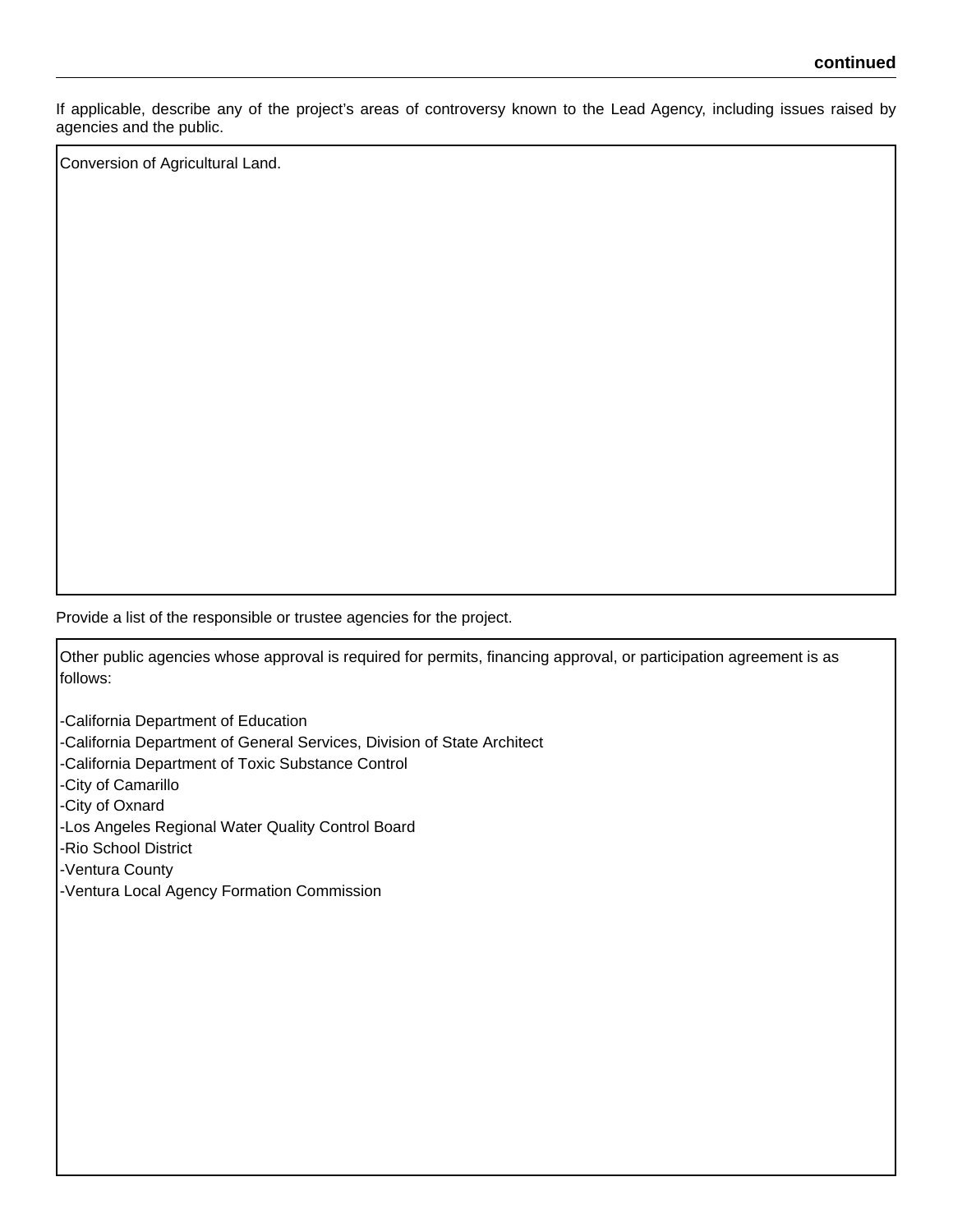**continued**

If applicable, describe any of the project's areas of controversy known to the Lead Agency, including issues raised by agencies and the public.

Conversion of Agricultural Land.

Provide a list of the responsible or trustee agencies for the project.

Other public agencies whose approval is required for permits, financing approval, or participation agreement is as follows:

-California Department of Education
-California Department of General Services, Division of State Architect
-California Department of Toxic Substance Control
-City of Camarillo
-City of Oxnard
-Los Angeles Regional Water Quality Control Board
-Rio School District
-Ventura County
-Ventura Local Agency Formation Commission